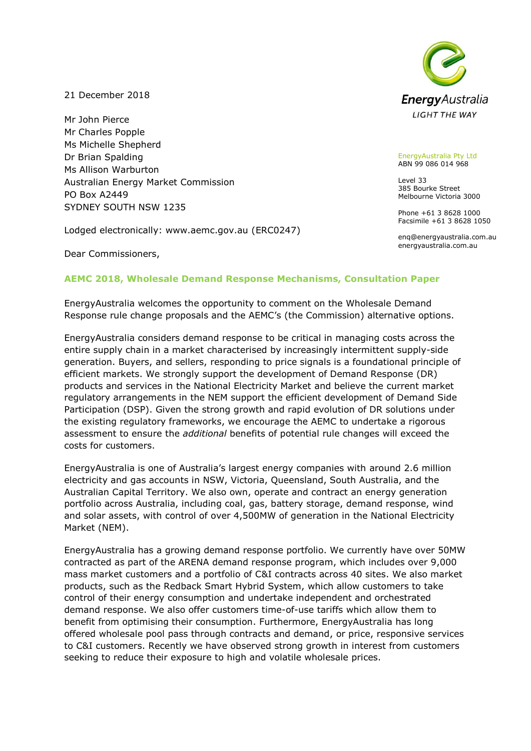21 December 2018

Mr John Pierce
Mr Charles Popple
Ms Michelle Shepherd
Dr Brian Spalding
Ms Allison Warburton
Australian Energy Market Commission
PO Box A2449
SYDNEY SOUTH NSW 1235

EnergyAustralia
LIGHT THE WAY

EnergyAustralia Pty Ltd
ABN 99 086 014 968

Level 33
385 Bourke Street
Melbourne Victoria 3000

Phone +61 3 8628 1000
Facsimile +61 3 8628 1050

enq@energyaustralia.com.au
energyaustralia.com.au

Lodged electronically: www.aemc.gov.au (ERC0247)

Dear Commissioners,

## AEMC 2018, Wholesale Demand Response Mechanisms, Consultation Paper

EnergyAustralia welcomes the opportunity to comment on the Wholesale Demand Response rule change proposals and the AEMC's (the Commission) alternative options.

EnergyAustralia considers demand response to be critical in managing costs across the entire supply chain in a market characterised by increasingly intermittent supply-side generation. Buyers, and sellers, responding to price signals is a foundational principle of efficient markets. We strongly support the development of Demand Response (DR) products and services in the National Electricity Market and believe the current market regulatory arrangements in the NEM support the efficient development of Demand Side Participation (DSP). Given the strong growth and rapid evolution of DR solutions under the existing regulatory frameworks, we encourage the AEMC to undertake a rigorous assessment to ensure the *additional* benefits of potential rule changes will exceed the costs for customers.

EnergyAustralia is one of Australia's largest energy companies with around 2.6 million electricity and gas accounts in NSW, Victoria, Queensland, South Australia, and the Australian Capital Territory. We also own, operate and contract an energy generation portfolio across Australia, including coal, gas, battery storage, demand response, wind and solar assets, with control of over 4,500MW of generation in the National Electricity Market (NEM).

EnergyAustralia has a growing demand response portfolio. We currently have over 50MW contracted as part of the ARENA demand response program, which includes over 9,000 mass market customers and a portfolio of C&I contracts across 40 sites. We also market products, such as the Redback Smart Hybrid System, which allow customers to take control of their energy consumption and undertake independent and orchestrated demand response. We also offer customers time-of-use tariffs which allow them to benefit from optimising their consumption. Furthermore, EnergyAustralia has long offered wholesale pool pass through contracts and demand, or price, responsive services to C&I customers. Recently we have observed strong growth in interest from customers seeking to reduce their exposure to high and volatile wholesale prices.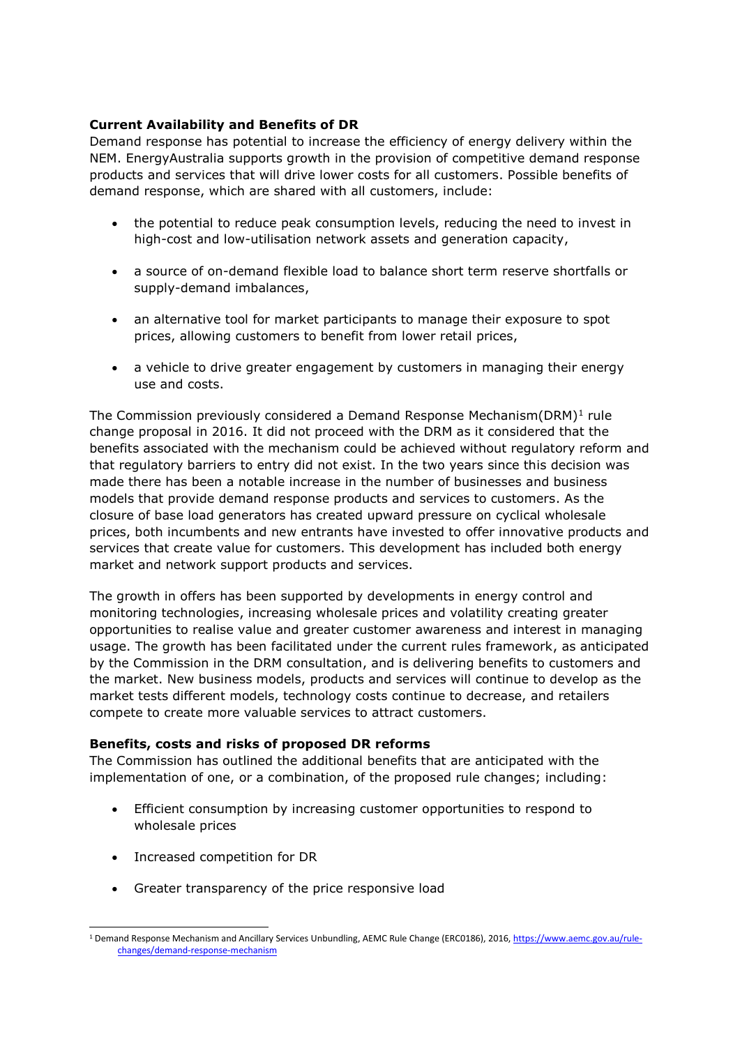**Current Availability and Benefits of DR**

Demand response has potential to increase the efficiency of energy delivery within the NEM. EnergyAustralia supports growth in the provision of competitive demand response products and services that will drive lower costs for all customers. Possible benefits of demand response, which are shared with all customers, include:

- the potential to reduce peak consumption levels, reducing the need to invest in high-cost and low-utilisation network assets and generation capacity,
- a source of on-demand flexible load to balance short term reserve shortfalls or supply-demand imbalances,
- an alternative tool for market participants to manage their exposure to spot prices, allowing customers to benefit from lower retail prices,
- a vehicle to drive greater engagement by customers in managing their energy use and costs.

The Commission previously considered a Demand Response Mechanism(DRM)[1] rule change proposal in 2016. It did not proceed with the DRM as it considered that the benefits associated with the mechanism could be achieved without regulatory reform and that regulatory barriers to entry did not exist. In the two years since this decision was made there has been a notable increase in the number of businesses and business models that provide demand response products and services to customers. As the closure of base load generators has created upward pressure on cyclical wholesale prices, both incumbents and new entrants have invested to offer innovative products and services that create value for customers. This development has included both energy market and network support products and services.

The growth in offers has been supported by developments in energy control and monitoring technologies, increasing wholesale prices and volatility creating greater opportunities to realise value and greater customer awareness and interest in managing usage. The growth has been facilitated under the current rules framework, as anticipated by the Commission in the DRM consultation, and is delivering benefits to customers and the market. New business models, products and services will continue to develop as the market tests different models, technology costs continue to decrease, and retailers compete to create more valuable services to attract customers.

**Benefits, costs and risks of proposed DR reforms**

The Commission has outlined the additional benefits that are anticipated with the implementation of one, or a combination, of the proposed rule changes; including:

- Efficient consumption by increasing customer opportunities to respond to wholesale prices
- Increased competition for DR
- Greater transparency of the price responsive load

[1] Demand Response Mechanism and Ancillary Services Unbundling, AEMC Rule Change (ERC0186), 2016, https://www.aemc.gov.au/rule-changes/demand-response-mechanism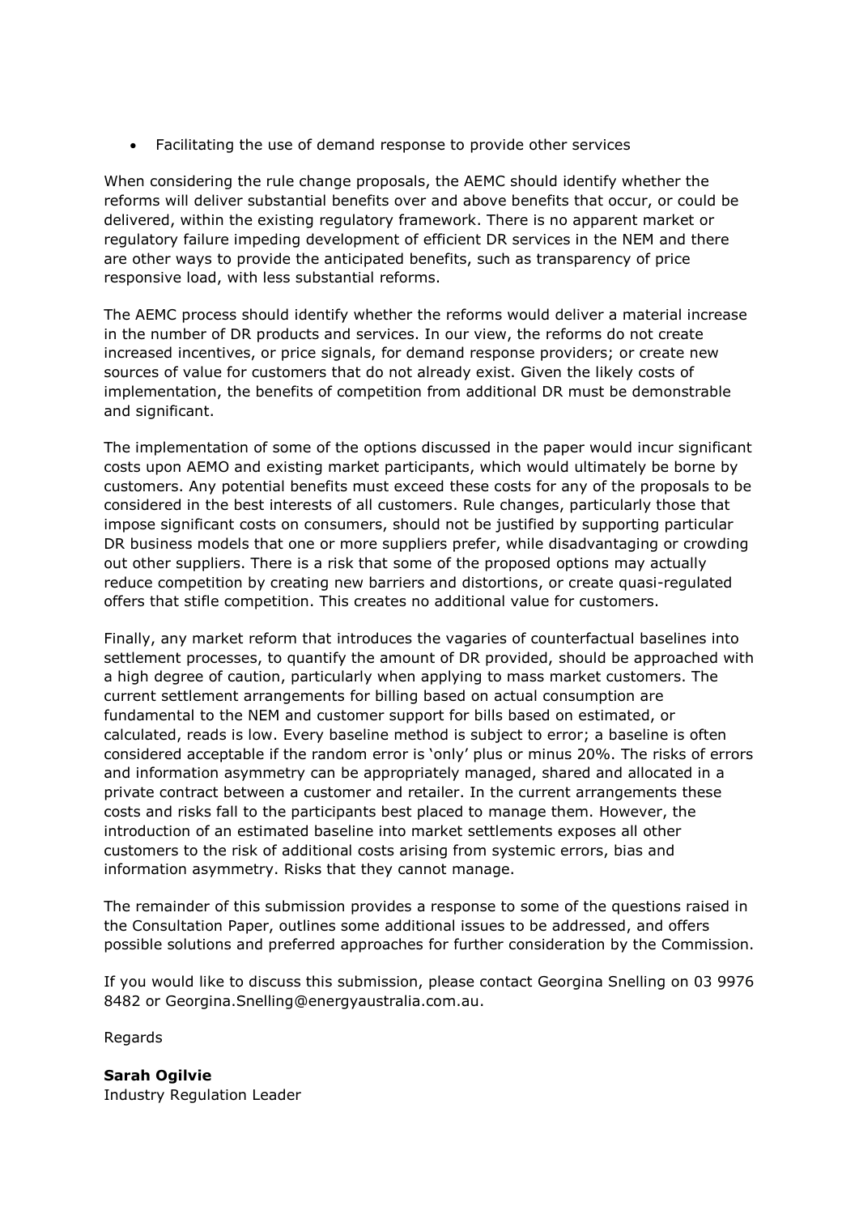- Facilitating the use of demand response to provide other services

When considering the rule change proposals, the AEMC should identify whether the reforms will deliver substantial benefits over and above benefits that occur, or could be delivered, within the existing regulatory framework. There is no apparent market or regulatory failure impeding development of efficient DR services in the NEM and there are other ways to provide the anticipated benefits, such as transparency of price responsive load, with less substantial reforms.

The AEMC process should identify whether the reforms would deliver a material increase in the number of DR products and services. In our view, the reforms do not create increased incentives, or price signals, for demand response providers; or create new sources of value for customers that do not already exist. Given the likely costs of implementation, the benefits of competition from additional DR must be demonstrable and significant.

The implementation of some of the options discussed in the paper would incur significant costs upon AEMO and existing market participants, which would ultimately be borne by customers. Any potential benefits must exceed these costs for any of the proposals to be considered in the best interests of all customers. Rule changes, particularly those that impose significant costs on consumers, should not be justified by supporting particular DR business models that one or more suppliers prefer, while disadvantaging or crowding out other suppliers. There is a risk that some of the proposed options may actually reduce competition by creating new barriers and distortions, or create quasi-regulated offers that stifle competition. This creates no additional value for customers.

Finally, any market reform that introduces the vagaries of counterfactual baselines into settlement processes, to quantify the amount of DR provided, should be approached with a high degree of caution, particularly when applying to mass market customers. The current settlement arrangements for billing based on actual consumption are fundamental to the NEM and customer support for bills based on estimated, or calculated, reads is low. Every baseline method is subject to error; a baseline is often considered acceptable if the random error is 'only' plus or minus 20%. The risks of errors and information asymmetry can be appropriately managed, shared and allocated in a private contract between a customer and retailer. In the current arrangements these costs and risks fall to the participants best placed to manage them. However, the introduction of an estimated baseline into market settlements exposes all other customers to the risk of additional costs arising from systemic errors, bias and information asymmetry. Risks that they cannot manage.

The remainder of this submission provides a response to some of the questions raised in the Consultation Paper, outlines some additional issues to be addressed, and offers possible solutions and preferred approaches for further consideration by the Commission.

If you would like to discuss this submission, please contact Georgina Snelling on 03 9976 8482 or Georgina.Snelling@energyaustralia.com.au.

Regards

**Sarah Ogilvie**
Industry Regulation Leader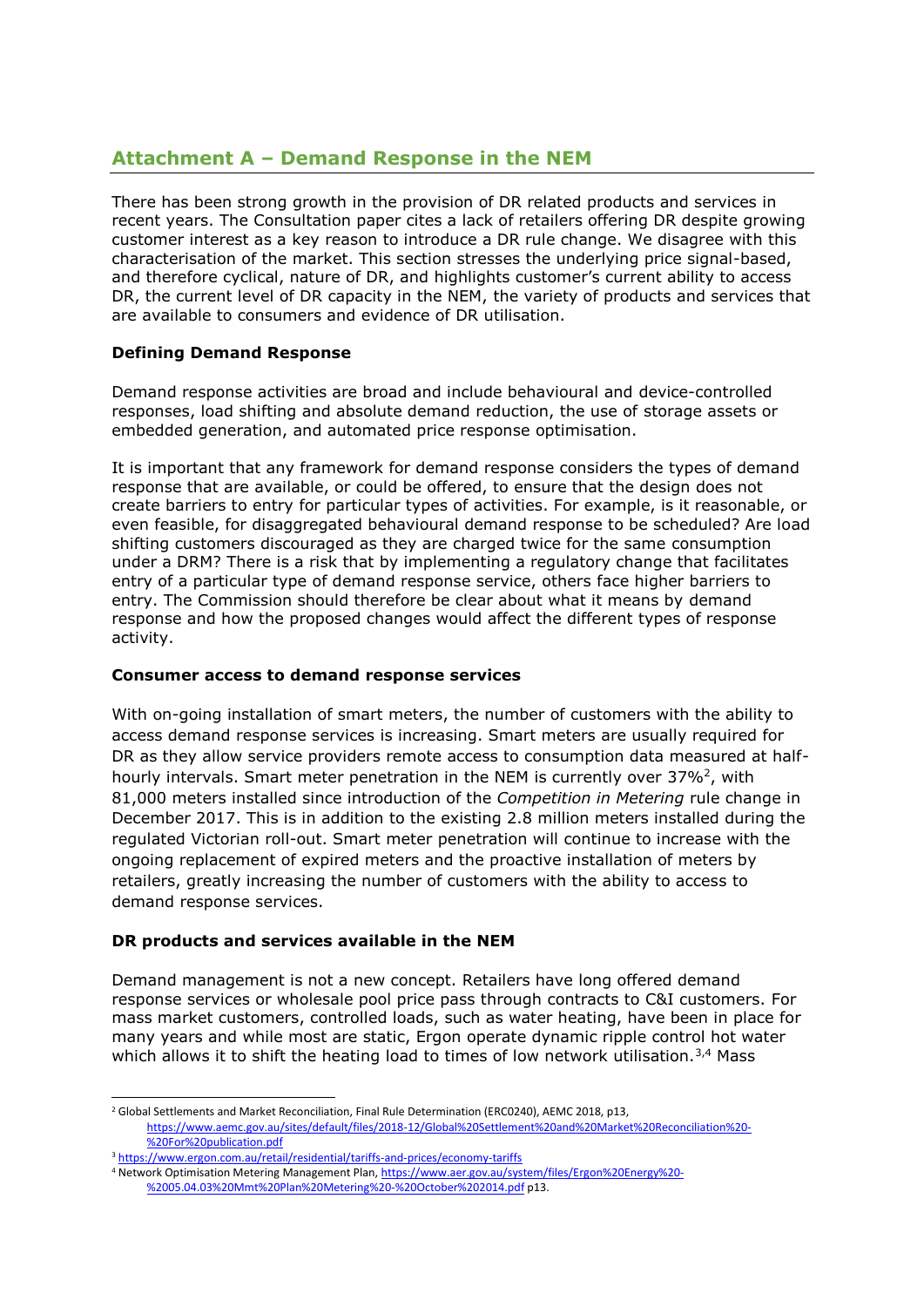## Attachment A – Demand Response in the NEM

There has been strong growth in the provision of DR related products and services in recent years. The Consultation paper cites a lack of retailers offering DR despite growing customer interest as a key reason to introduce a DR rule change. We disagree with this characterisation of the market. This section stresses the underlying price signal-based, and therefore cyclical, nature of DR, and highlights customer's current ability to access DR, the current level of DR capacity in the NEM, the variety of products and services that are available to consumers and evidence of DR utilisation.

**Defining Demand Response**

Demand response activities are broad and include behavioural and device-controlled responses, load shifting and absolute demand reduction, the use of storage assets or embedded generation, and automated price response optimisation.

It is important that any framework for demand response considers the types of demand response that are available, or could be offered, to ensure that the design does not create barriers to entry for particular types of activities. For example, is it reasonable, or even feasible, for disaggregated behavioural demand response to be scheduled? Are load shifting customers discouraged as they are charged twice for the same consumption under a DRM? There is a risk that by implementing a regulatory change that facilitates entry of a particular type of demand response service, others face higher barriers to entry. The Commission should therefore be clear about what it means by demand response and how the proposed changes would affect the different types of response activity.

**Consumer access to demand response services**

With on-going installation of smart meters, the number of customers with the ability to access demand response services is increasing. Smart meters are usually required for DR as they allow service providers remote access to consumption data measured at half-hourly intervals. Smart meter penetration in the NEM is currently over 37%[2], with 81,000 meters installed since introduction of the *Competition in Metering* rule change in December 2017. This is in addition to the existing 2.8 million meters installed during the regulated Victorian roll-out. Smart meter penetration will continue to increase with the ongoing replacement of expired meters and the proactive installation of meters by retailers, greatly increasing the number of customers with the ability to access to demand response services.

**DR products and services available in the NEM**

Demand management is not a new concept. Retailers have long offered demand response services or wholesale pool price pass through contracts to C&I customers. For mass market customers, controlled loads, such as water heating, have been in place for many years and while most are static, Ergon operate dynamic ripple control hot water which allows it to shift the heating load to times of low network utilisation.[3,4] Mass

[2] Global Settlements and Market Reconciliation, Final Rule Determination (ERC0240), AEMC 2018, p13, https://www.aemc.gov.au/sites/default/files/2018-12/Global%20Settlement%20and%20Market%20Reconciliation%20-%20For%20publication.pdf

[3] https://www.ergon.com.au/retail/residential/tariffs-and-prices/economy-tariffs

[4] Network Optimisation Metering Management Plan, https://www.aer.gov.au/system/files/Ergon%20Energy%20-%2005.04.03%20Mmt%20Plan%20Metering%20-%20October%202014.pdf p13.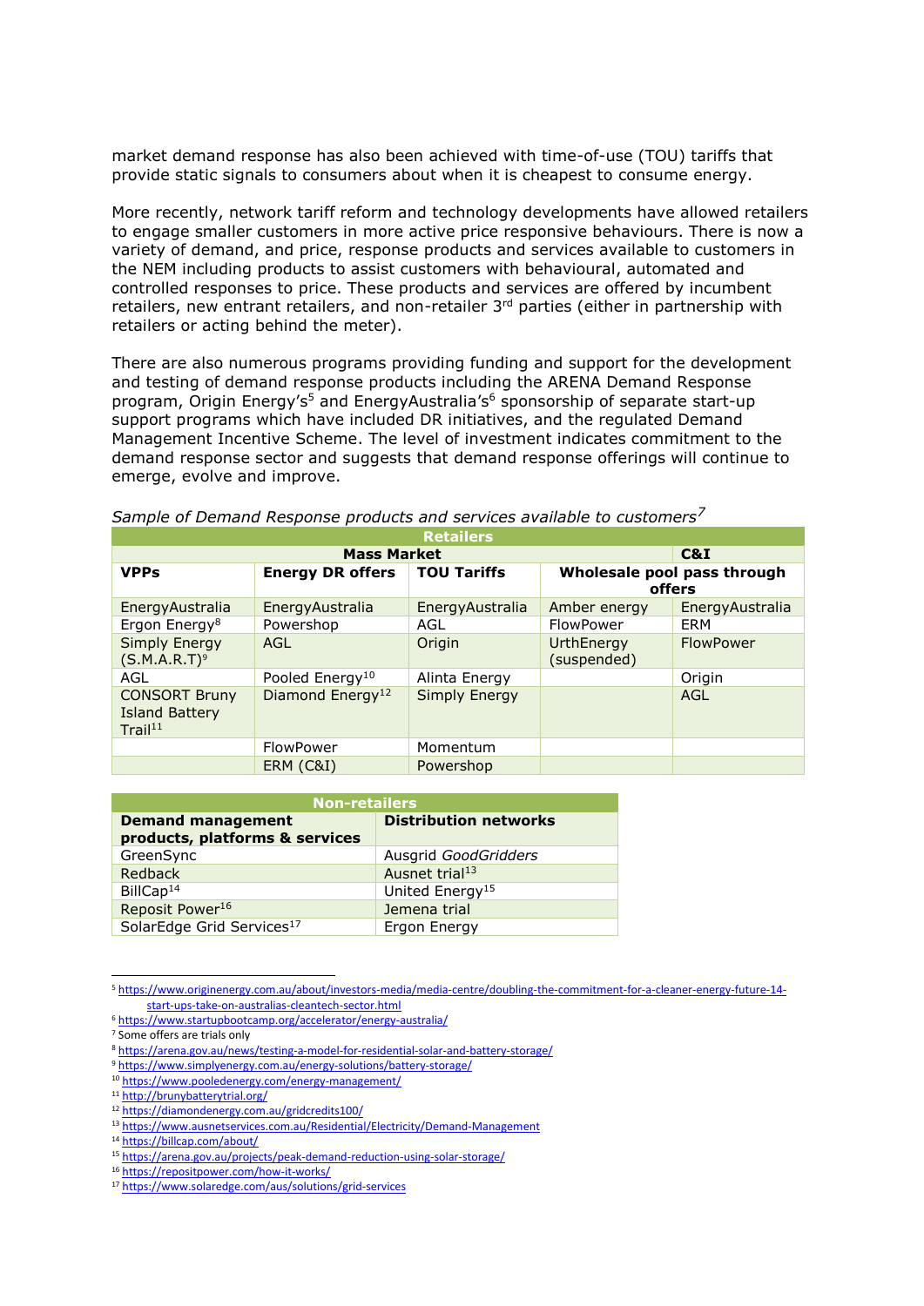market demand response has also been achieved with time-of-use (TOU) tariffs that provide static signals to consumers about when it is cheapest to consume energy.

More recently, network tariff reform and technology developments have allowed retailers to engage smaller customers in more active price responsive behaviours. There is now a variety of demand, and price, response products and services available to customers in the NEM including products to assist customers with behavioural, automated and controlled responses to price. These products and services are offered by incumbent retailers, new entrant retailers, and non-retailer 3rd parties (either in partnership with retailers or acting behind the meter).

There are also numerous programs providing funding and support for the development and testing of demand response products including the ARENA Demand Response program, Origin Energy's[5] and EnergyAustralia's[6] sponsorship of separate start-up support programs which have included DR initiatives, and the regulated Demand Management Incentive Scheme. The level of investment indicates commitment to the demand response sector and suggests that demand response offerings will continue to emerge, evolve and improve.

*Sample of Demand Response products and services available to customers[7]*

| Retailers | | | | |
|---|---|---|---|---|
| Mass Market | | | | C&I |
| **VPPs** | **Energy DR offers** | **TOU Tariffs** | **Wholesale pool pass through offers** | |
| EnergyAustralia | EnergyAustralia | EnergyAustralia | Amber energy | EnergyAustralia |
| Ergon Energy[8] | Powershop | AGL | FlowPower | ERM |
| Simply Energy (S.M.A.R.T)[9] | AGL | Origin | UrthEnergy (suspended) | FlowPower |
| AGL | Pooled Energy[10] | Alinta Energy | | Origin |
| CONSORT Bruny Island Battery Trail[11] | Diamond Energy[12] | Simply Energy | | AGL |
| | FlowPower | Momentum | | |
| | ERM (C&I) | Powershop | | |

| Non-retailers | |
|---|---|
| **Demand management products, platforms & services** | **Distribution networks** |
| GreenSync | Ausgrid *GoodGridders* |
| Redback | Ausnet trial[13] |
| BillCap[14] | United Energy[15] |
| Reposit Power[16] | Jemena trial |
| SolarEdge Grid Services[17] | Ergon Energy |

---

[5] https://www.originenergy.com.au/about/investors-media/media-centre/doubling-the-commitment-for-a-cleaner-energy-future-14-start-ups-take-on-australias-cleantech-sector.html

[6] https://www.startupbootcamp.org/accelerator/energy-australia/

[7] Some offers are trials only

[8] https://arena.gov.au/news/testing-a-model-for-residential-solar-and-battery-storage/

[9] https://www.simplyenergy.com.au/energy-solutions/battery-storage/

[10] https://www.pooledenergy.com/energy-management/

[11] http://brunybatterytrial.org/

[12] https://diamondenergy.com.au/gridcredits100/

[13] https://www.ausnetservices.com.au/Residential/Electricity/Demand-Management

[14] https://billcap.com/about/

[15] https://arena.gov.au/projects/peak-demand-reduction-using-solar-storage/

[16] https://repositpower.com/how-it-works/

[17] https://www.solaredge.com/aus/solutions/grid-services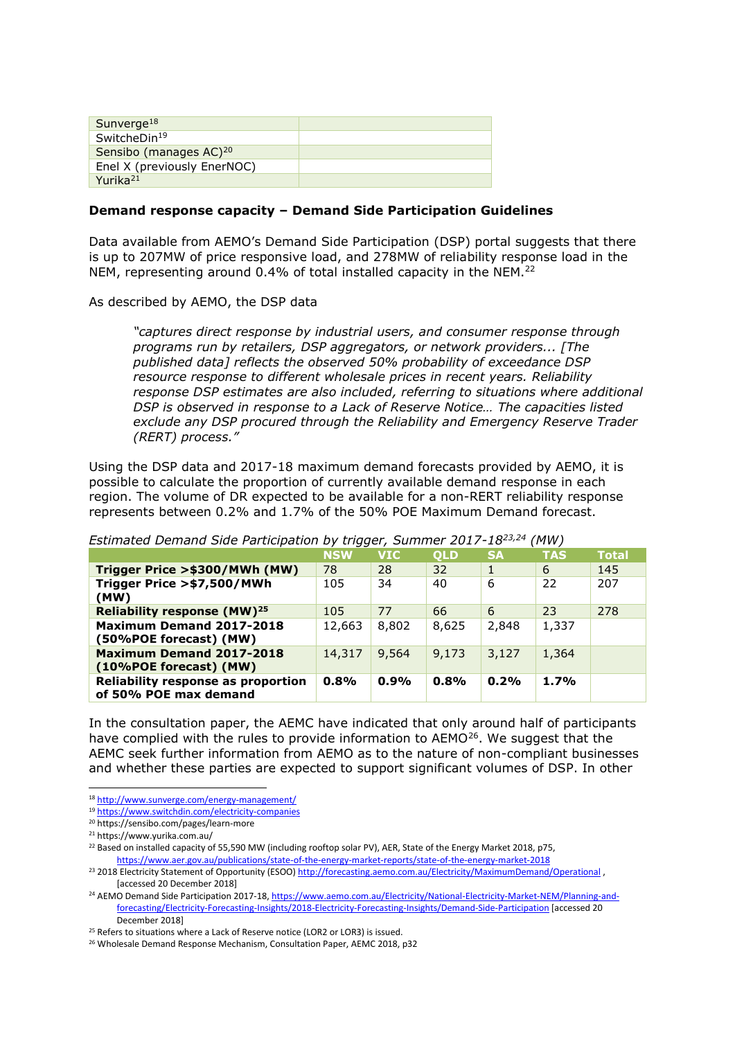| | |
|---|---|
| Sunverge[18] | |
| SwitcheDin[19] | |
| Sensibo (manages AC)[20] | |
| Enel X (previously EnerNOC) | |
| Yurika[21] | |

**Demand response capacity – Demand Side Participation Guidelines**

Data available from AEMO's Demand Side Participation (DSP) portal suggests that there is up to 207MW of price responsive load, and 278MW of reliability response load in the NEM, representing around 0.4% of total installed capacity in the NEM.[22]

As described by AEMO, the DSP data

> *"captures direct response by industrial users, and consumer response through programs run by retailers, DSP aggregators, or network providers... [The published data] reflects the observed 50% probability of exceedance DSP resource response to different wholesale prices in recent years. Reliability response DSP estimates are also included, referring to situations where additional DSP is observed in response to a Lack of Reserve Notice… The capacities listed exclude any DSP procured through the Reliability and Emergency Reserve Trader (RERT) process."*

Using the DSP data and 2017-18 maximum demand forecasts provided by AEMO, it is possible to calculate the proportion of currently available demand response in each region. The volume of DR expected to be available for a non-RERT reliability response represents between 0.2% and 1.7% of the 50% POE Maximum Demand forecast.

*Estimated Demand Side Participation by trigger, Summer 2017-18[23,24] (MW)*

| | NSW | VIC | QLD | SA | TAS | Total |
|---|---|---|---|---|---|---|
| **Trigger Price >$300/MWh (MW)** | 78 | 28 | 32 | 1 | 6 | 145 |
| **Trigger Price >$7,500/MWh (MW)** | 105 | 34 | 40 | 6 | 22 | 207 |
| **Reliability response (MW)[25]** | 105 | 77 | 66 | 6 | 23 | 278 |
| **Maximum Demand 2017-2018 (50%POE forecast) (MW)** | 12,663 | 8,802 | 8,625 | 2,848 | 1,337 | |
| **Maximum Demand 2017-2018 (10%POE forecast) (MW)** | 14,317 | 9,564 | 9,173 | 3,127 | 1,364 | |
| **Reliability response as proportion of 50% POE max demand** | **0.8%** | **0.9%** | **0.8%** | **0.2%** | **1.7%** | |

In the consultation paper, the AEMC have indicated that only around half of participants have complied with the rules to provide information to AEMO[26]. We suggest that the AEMC seek further information from AEMO as to the nature of non-compliant businesses and whether these parties are expected to support significant volumes of DSP. In other

---

[18] http://www.sunverge.com/energy-management/

[19] https://www.switchdin.com/electricity-companies

[20] https://sensibo.com/pages/learn-more

[21] https://www.yurika.com.au/

[22] Based on installed capacity of 55,590 MW (including rooftop solar PV), AER, State of the Energy Market 2018, p75, https://www.aer.gov.au/publications/state-of-the-energy-market-reports/state-of-the-energy-market-2018

[23] 2018 Electricity Statement of Opportunity (ESOO) http://forecasting.aemo.com.au/Electricity/MaximumDemand/Operational , [accessed 20 December 2018]

[24] AEMO Demand Side Participation 2017-18, https://www.aemo.com.au/Electricity/National-Electricity-Market-NEM/Planning-and-forecasting/Electricity-Forecasting-Insights/2018-Electricity-Forecasting-Insights/Demand-Side-Participation [accessed 20 December 2018]

[25] Refers to situations where a Lack of Reserve notice (LOR2 or LOR3) is issued.

[26] Wholesale Demand Response Mechanism, Consultation Paper, AEMC 2018, p32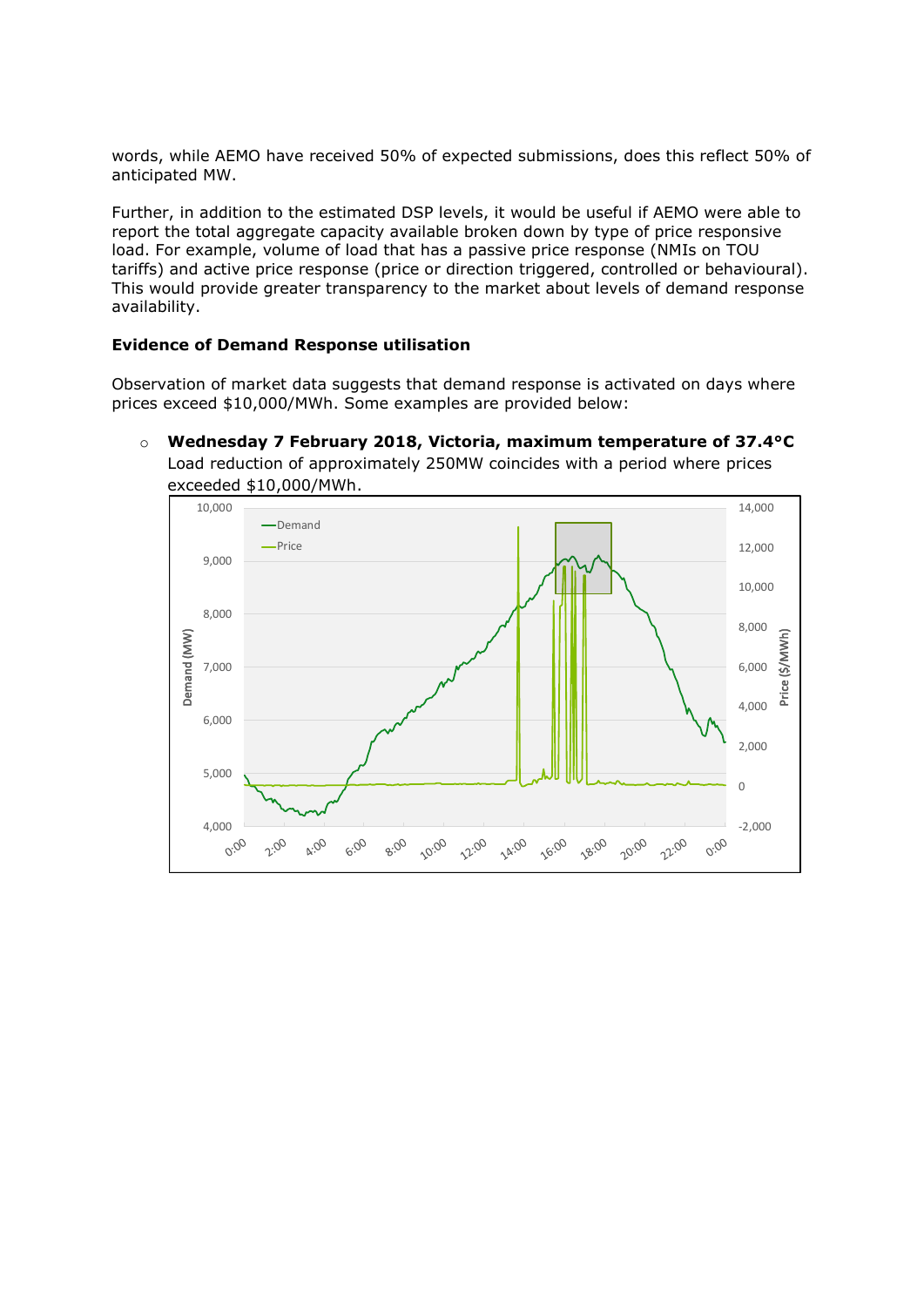words, while AEMO have received 50% of expected submissions, does this reflect 50% of anticipated MW.

Further, in addition to the estimated DSP levels, it would be useful if AEMO were able to report the total aggregate capacity available broken down by type of price responsive load. For example, volume of load that has a passive price response (NMIs on TOU tariffs) and active price response (price or direction triggered, controlled or behavioural). This would provide greater transparency to the market about levels of demand response availability.

**Evidence of Demand Response utilisation**

Observation of market data suggests that demand response is activated on days where prices exceed $10,000/MWh. Some examples are provided below:

- **Wednesday 7 February 2018, Victoria, maximum temperature of 37.4°C**
  Load reduction of approximately 250MW coincides with a period where prices exceeded $10,000/MWh.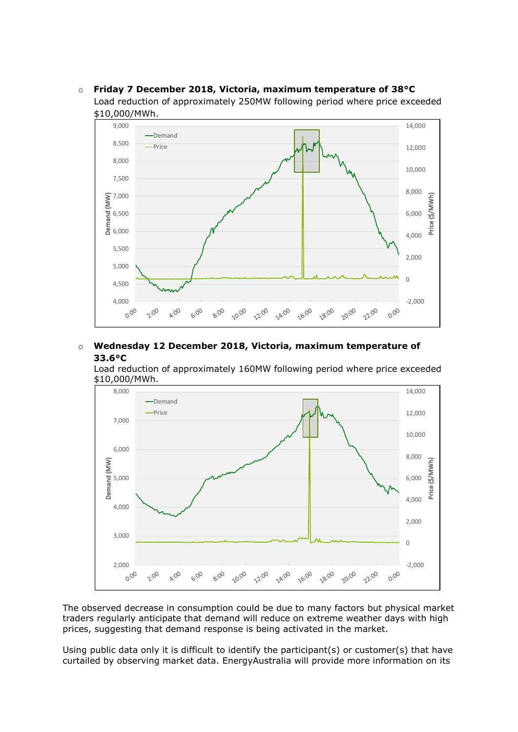- **Friday 7 December 2018, Victoria, maximum temperature of 38°C**
  Load reduction of approximately 250MW following period where price exceeded $10,000/MWh.

- **Wednesday 12 December 2018, Victoria, maximum temperature of 33.6°C**
  Load reduction of approximately 160MW following period where price exceeded $10,000/MWh.

The observed decrease in consumption could be due to many factors but physical market traders regularly anticipate that demand will reduce on extreme weather days with high prices, suggesting that demand response is being activated in the market.

Using public data only it is difficult to identify the participant(s) or customer(s) that have curtailed by observing market data. EnergyAustralia will provide more information on its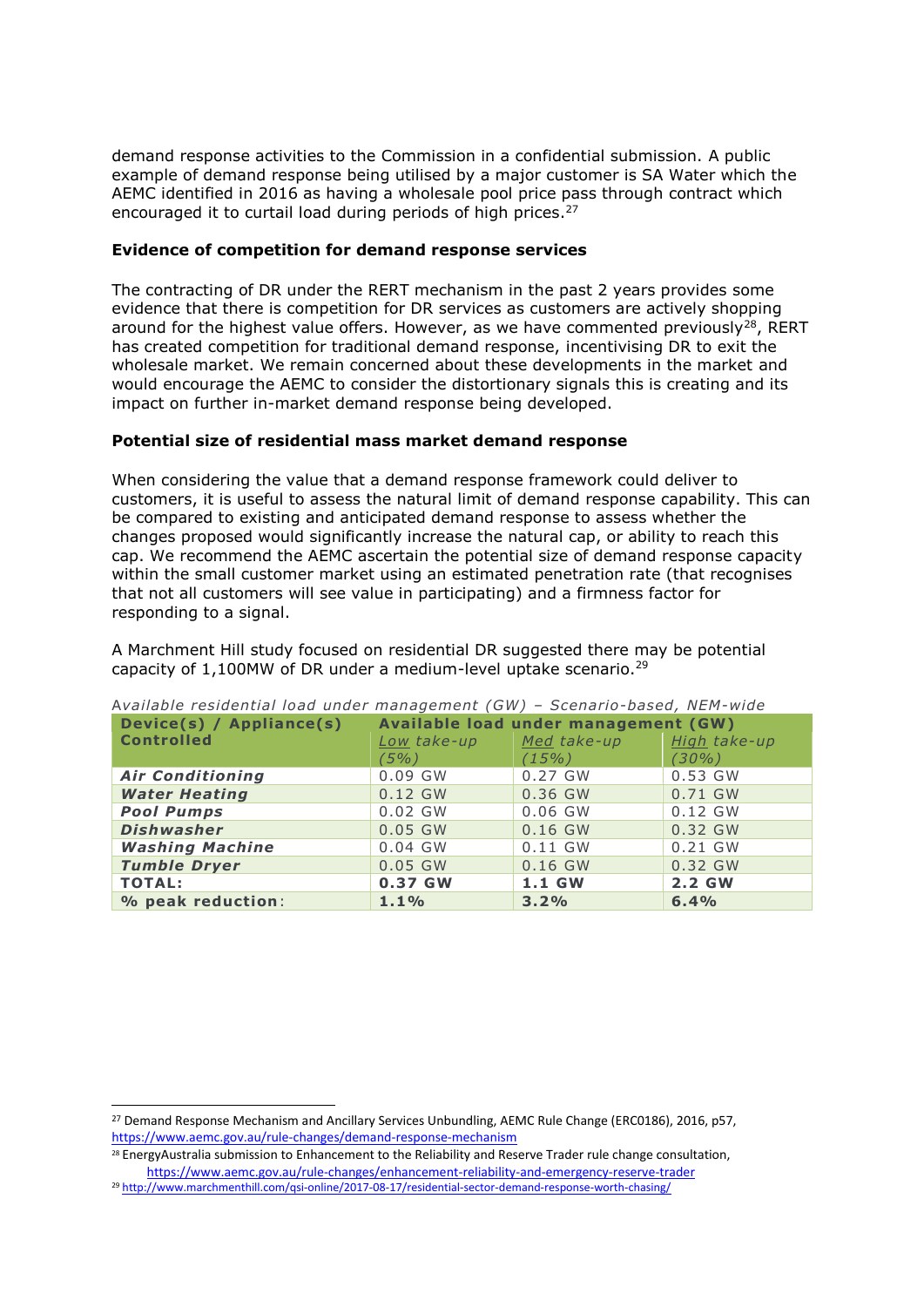demand response activities to the Commission in a confidential submission. A public example of demand response being utilised by a major customer is SA Water which the AEMC identified in 2016 as having a wholesale pool price pass through contract which encouraged it to curtail load during periods of high prices.[27]

**Evidence of competition for demand response services**

The contracting of DR under the RERT mechanism in the past 2 years provides some evidence that there is competition for DR services as customers are actively shopping around for the highest value offers. However, as we have commented previously[28], RERT has created competition for traditional demand response, incentivising DR to exit the wholesale market. We remain concerned about these developments in the market and would encourage the AEMC to consider the distortionary signals this is creating and its impact on further in-market demand response being developed.

**Potential size of residential mass market demand response**

When considering the value that a demand response framework could deliver to customers, it is useful to assess the natural limit of demand response capability. This can be compared to existing and anticipated demand response to assess whether the changes proposed would significantly increase the natural cap, or ability to reach this cap. We recommend the AEMC ascertain the potential size of demand response capacity within the small customer market using an estimated penetration rate (that recognises that not all customers will see value in participating) and a firmness factor for responding to a signal.

A Marchment Hill study focused on residential DR suggested there may be potential capacity of 1,100MW of DR under a medium-level uptake scenario.[29]

*Available residential load under management (GW) – Scenario-based, NEM-wide*

| **Device(s) / Appliance(s) Controlled** | **Available load under management (GW)** | | |
|---|---|---|---|
| | *Low take-up (5%)* | *Med take-up (15%)* | *High take-up (30%)* |
| ***Air Conditioning*** | 0.09 GW | 0.27 GW | 0.53 GW |
| ***Water Heating*** | 0.12 GW | 0.36 GW | 0.71 GW |
| ***Pool Pumps*** | 0.02 GW | 0.06 GW | 0.12 GW |
| ***Dishwasher*** | 0.05 GW | 0.16 GW | 0.32 GW |
| ***Washing Machine*** | 0.04 GW | 0.11 GW | 0.21 GW |
| ***Tumble Dryer*** | 0.05 GW | 0.16 GW | 0.32 GW |
| **TOTAL:** | **0.37 GW** | **1.1 GW** | **2.2 GW** |
| **% peak reduction**: | **1.1%** | **3.2%** | **6.4%** |

---

[27] Demand Response Mechanism and Ancillary Services Unbundling, AEMC Rule Change (ERC0186), 2016, p57, https://www.aemc.gov.au/rule-changes/demand-response-mechanism

[28] EnergyAustralia submission to Enhancement to the Reliability and Reserve Trader rule change consultation, https://www.aemc.gov.au/rule-changes/enhancement-reliability-and-emergency-reserve-trader

[29] http://www.marchmenthill.com/qsi-online/2017-08-17/residential-sector-demand-response-worth-chasing/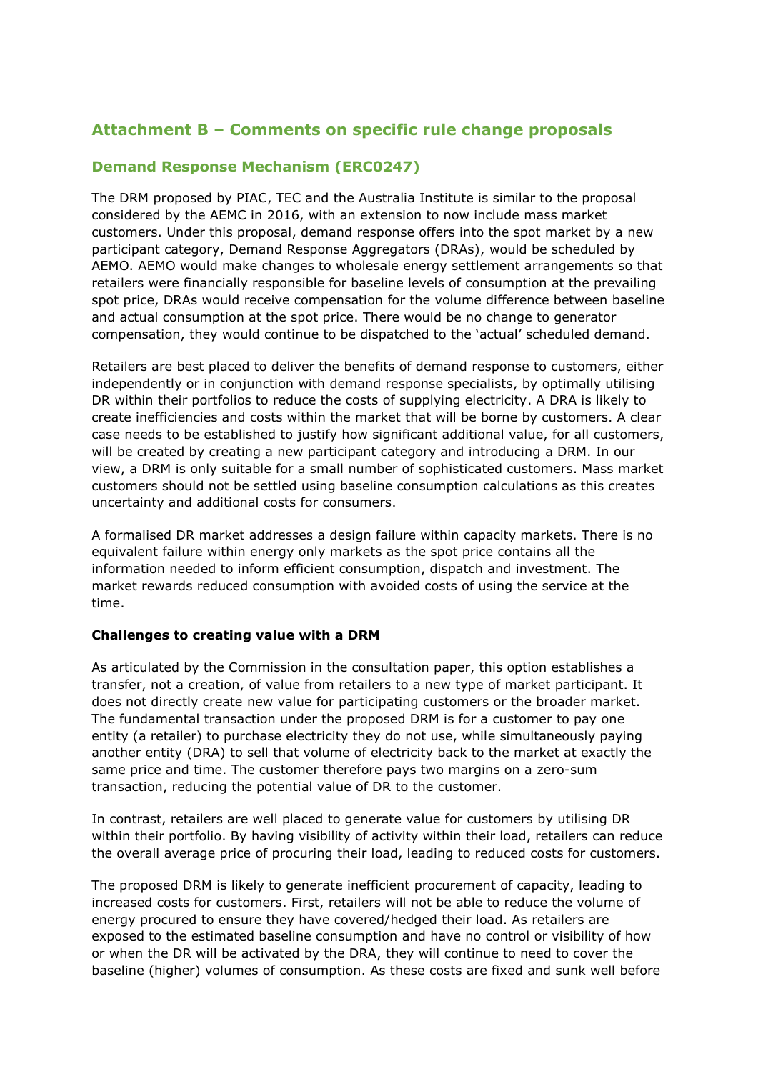## Attachment B – Comments on specific rule change proposals

### Demand Response Mechanism (ERC0247)

The DRM proposed by PIAC, TEC and the Australia Institute is similar to the proposal considered by the AEMC in 2016, with an extension to now include mass market customers. Under this proposal, demand response offers into the spot market by a new participant category, Demand Response Aggregators (DRAs), would be scheduled by AEMO. AEMO would make changes to wholesale energy settlement arrangements so that retailers were financially responsible for baseline levels of consumption at the prevailing spot price, DRAs would receive compensation for the volume difference between baseline and actual consumption at the spot price. There would be no change to generator compensation, they would continue to be dispatched to the 'actual' scheduled demand.

Retailers are best placed to deliver the benefits of demand response to customers, either independently or in conjunction with demand response specialists, by optimally utilising DR within their portfolios to reduce the costs of supplying electricity. A DRA is likely to create inefficiencies and costs within the market that will be borne by customers. A clear case needs to be established to justify how significant additional value, for all customers, will be created by creating a new participant category and introducing a DRM. In our view, a DRM is only suitable for a small number of sophisticated customers. Mass market customers should not be settled using baseline consumption calculations as this creates uncertainty and additional costs for consumers.

A formalised DR market addresses a design failure within capacity markets. There is no equivalent failure within energy only markets as the spot price contains all the information needed to inform efficient consumption, dispatch and investment. The market rewards reduced consumption with avoided costs of using the service at the time.

**Challenges to creating value with a DRM**

As articulated by the Commission in the consultation paper, this option establishes a transfer, not a creation, of value from retailers to a new type of market participant. It does not directly create new value for participating customers or the broader market. The fundamental transaction under the proposed DRM is for a customer to pay one entity (a retailer) to purchase electricity they do not use, while simultaneously paying another entity (DRA) to sell that volume of electricity back to the market at exactly the same price and time. The customer therefore pays two margins on a zero-sum transaction, reducing the potential value of DR to the customer.

In contrast, retailers are well placed to generate value for customers by utilising DR within their portfolio. By having visibility of activity within their load, retailers can reduce the overall average price of procuring their load, leading to reduced costs for customers.

The proposed DRM is likely to generate inefficient procurement of capacity, leading to increased costs for customers. First, retailers will not be able to reduce the volume of energy procured to ensure they have covered/hedged their load. As retailers are exposed to the estimated baseline consumption and have no control or visibility of how or when the DR will be activated by the DRA, they will continue to need to cover the baseline (higher) volumes of consumption. As these costs are fixed and sunk well before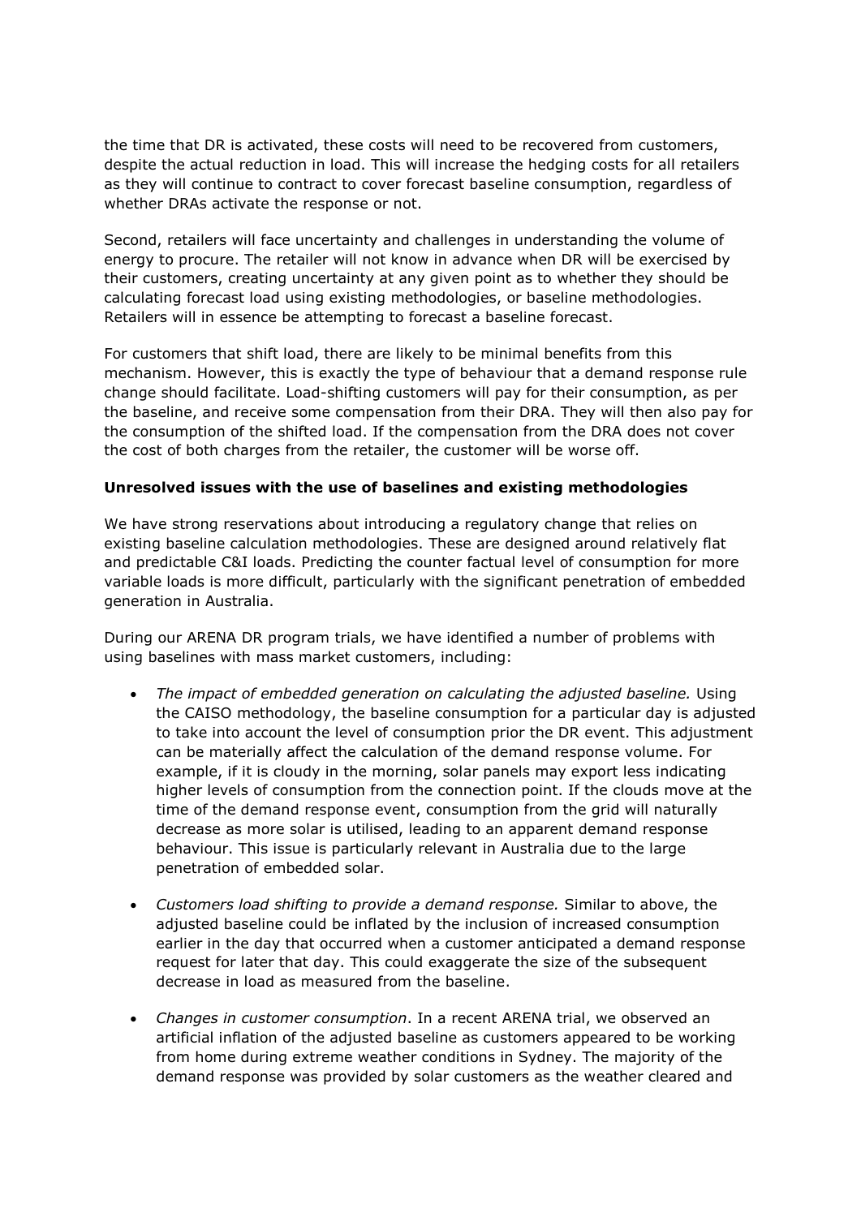the time that DR is activated, these costs will need to be recovered from customers, despite the actual reduction in load. This will increase the hedging costs for all retailers as they will continue to contract to cover forecast baseline consumption, regardless of whether DRAs activate the response or not.

Second, retailers will face uncertainty and challenges in understanding the volume of energy to procure. The retailer will not know in advance when DR will be exercised by their customers, creating uncertainty at any given point as to whether they should be calculating forecast load using existing methodologies, or baseline methodologies. Retailers will in essence be attempting to forecast a baseline forecast.

For customers that shift load, there are likely to be minimal benefits from this mechanism. However, this is exactly the type of behaviour that a demand response rule change should facilitate. Load-shifting customers will pay for their consumption, as per the baseline, and receive some compensation from their DRA. They will then also pay for the consumption of the shifted load. If the compensation from the DRA does not cover the cost of both charges from the retailer, the customer will be worse off.

**Unresolved issues with the use of baselines and existing methodologies**

We have strong reservations about introducing a regulatory change that relies on existing baseline calculation methodologies. These are designed around relatively flat and predictable C&I loads. Predicting the counter factual level of consumption for more variable loads is more difficult, particularly with the significant penetration of embedded generation in Australia.

During our ARENA DR program trials, we have identified a number of problems with using baselines with mass market customers, including:

- *The impact of embedded generation on calculating the adjusted baseline.* Using the CAISO methodology, the baseline consumption for a particular day is adjusted to take into account the level of consumption prior the DR event. This adjustment can be materially affect the calculation of the demand response volume. For example, if it is cloudy in the morning, solar panels may export less indicating higher levels of consumption from the connection point. If the clouds move at the time of the demand response event, consumption from the grid will naturally decrease as more solar is utilised, leading to an apparent demand response behaviour. This issue is particularly relevant in Australia due to the large penetration of embedded solar.

- *Customers load shifting to provide a demand response.* Similar to above, the adjusted baseline could be inflated by the inclusion of increased consumption earlier in the day that occurred when a customer anticipated a demand response request for later that day. This could exaggerate the size of the subsequent decrease in load as measured from the baseline.

- *Changes in customer consumption*. In a recent ARENA trial, we observed an artificial inflation of the adjusted baseline as customers appeared to be working from home during extreme weather conditions in Sydney. The majority of the demand response was provided by solar customers as the weather cleared and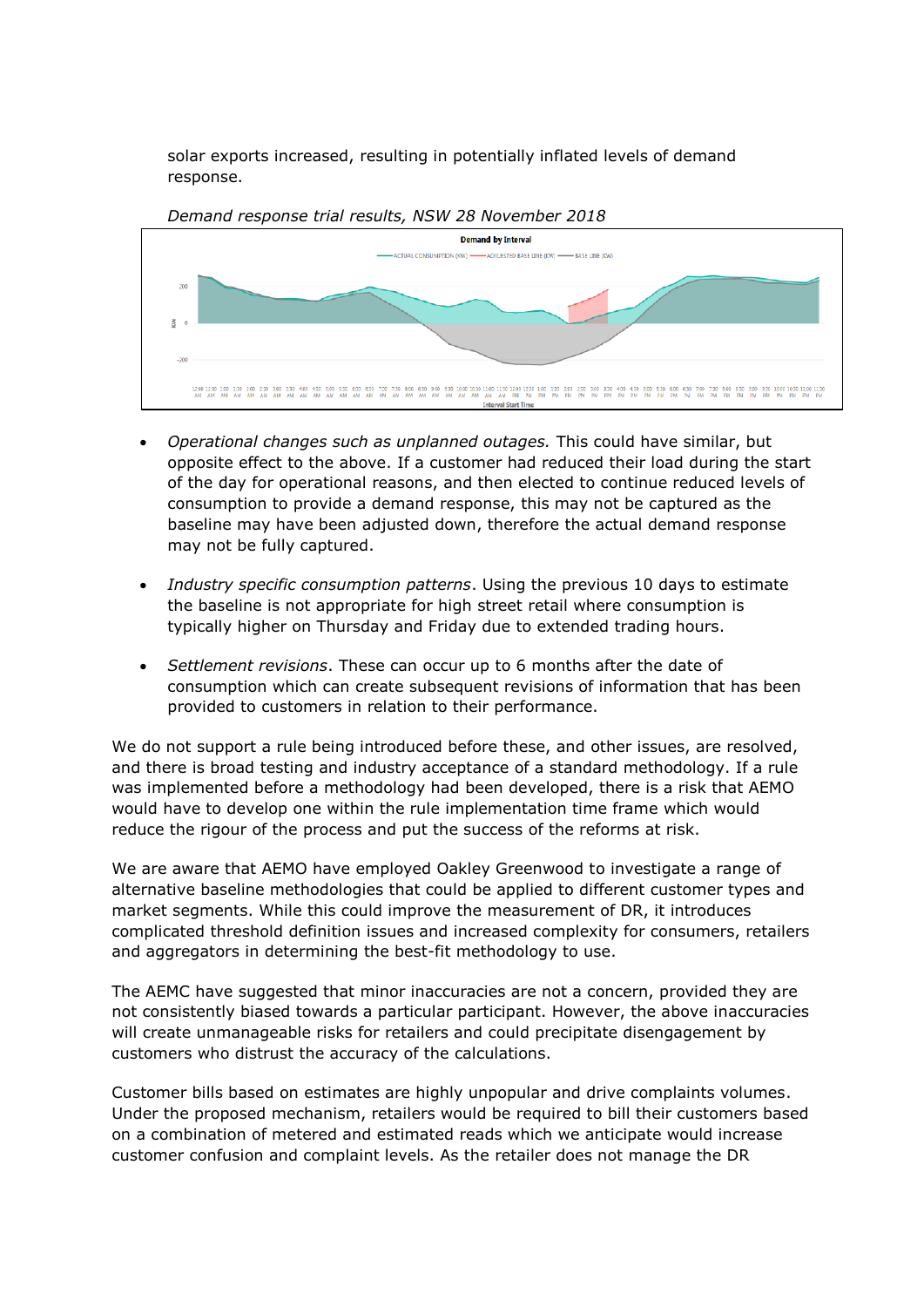solar exports increased, resulting in potentially inflated levels of demand response.

*Demand response trial results, NSW 28 November 2018*

- *Operational changes such as unplanned outages.* This could have similar, but opposite effect to the above. If a customer had reduced their load during the start of the day for operational reasons, and then elected to continue reduced levels of consumption to provide a demand response, this may not be captured as the baseline may have been adjusted down, therefore the actual demand response may not be fully captured.

- *Industry specific consumption patterns*. Using the previous 10 days to estimate the baseline is not appropriate for high street retail where consumption is typically higher on Thursday and Friday due to extended trading hours.

- *Settlement revisions*. These can occur up to 6 months after the date of consumption which can create subsequent revisions of information that has been provided to customers in relation to their performance.

We do not support a rule being introduced before these, and other issues, are resolved, and there is broad testing and industry acceptance of a standard methodology. If a rule was implemented before a methodology had been developed, there is a risk that AEMO would have to develop one within the rule implementation time frame which would reduce the rigour of the process and put the success of the reforms at risk.

We are aware that AEMO have employed Oakley Greenwood to investigate a range of alternative baseline methodologies that could be applied to different customer types and market segments. While this could improve the measurement of DR, it introduces complicated threshold definition issues and increased complexity for consumers, retailers and aggregators in determining the best-fit methodology to use.

The AEMC have suggested that minor inaccuracies are not a concern, provided they are not consistently biased towards a particular participant. However, the above inaccuracies will create unmanageable risks for retailers and could precipitate disengagement by customers who distrust the accuracy of the calculations.

Customer bills based on estimates are highly unpopular and drive complaints volumes. Under the proposed mechanism, retailers would be required to bill their customers based on a combination of metered and estimated reads which we anticipate would increase customer confusion and complaint levels. As the retailer does not manage the DR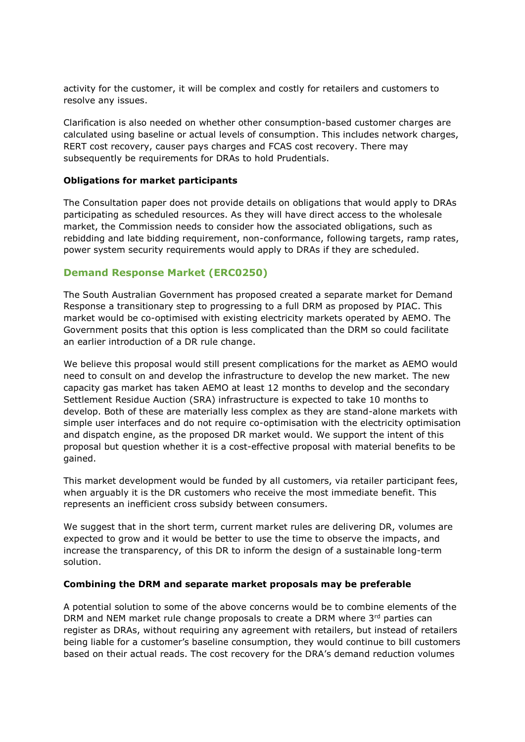activity for the customer, it will be complex and costly for retailers and customers to resolve any issues.

Clarification is also needed on whether other consumption-based customer charges are calculated using baseline or actual levels of consumption. This includes network charges, RERT cost recovery, causer pays charges and FCAS cost recovery. There may subsequently be requirements for DRAs to hold Prudentials.

**Obligations for market participants**

The Consultation paper does not provide details on obligations that would apply to DRAs participating as scheduled resources. As they will have direct access to the wholesale market, the Commission needs to consider how the associated obligations, such as rebidding and late bidding requirement, non-conformance, following targets, ramp rates, power system security requirements would apply to DRAs if they are scheduled.

## Demand Response Market (ERC0250)

The South Australian Government has proposed created a separate market for Demand Response a transitionary step to progressing to a full DRM as proposed by PIAC. This market would be co-optimised with existing electricity markets operated by AEMO. The Government posits that this option is less complicated than the DRM so could facilitate an earlier introduction of a DR rule change.

We believe this proposal would still present complications for the market as AEMO would need to consult on and develop the infrastructure to develop the new market. The new capacity gas market has taken AEMO at least 12 months to develop and the secondary Settlement Residue Auction (SRA) infrastructure is expected to take 10 months to develop. Both of these are materially less complex as they are stand-alone markets with simple user interfaces and do not require co-optimisation with the electricity optimisation and dispatch engine, as the proposed DR market would. We support the intent of this proposal but question whether it is a cost-effective proposal with material benefits to be gained.

This market development would be funded by all customers, via retailer participant fees, when arguably it is the DR customers who receive the most immediate benefit. This represents an inefficient cross subsidy between consumers.

We suggest that in the short term, current market rules are delivering DR, volumes are expected to grow and it would be better to use the time to observe the impacts, and increase the transparency, of this DR to inform the design of a sustainable long-term solution.

**Combining the DRM and separate market proposals may be preferable**

A potential solution to some of the above concerns would be to combine elements of the DRM and NEM market rule change proposals to create a DRM where 3rd parties can register as DRAs, without requiring any agreement with retailers, but instead of retailers being liable for a customer's baseline consumption, they would continue to bill customers based on their actual reads. The cost recovery for the DRA's demand reduction volumes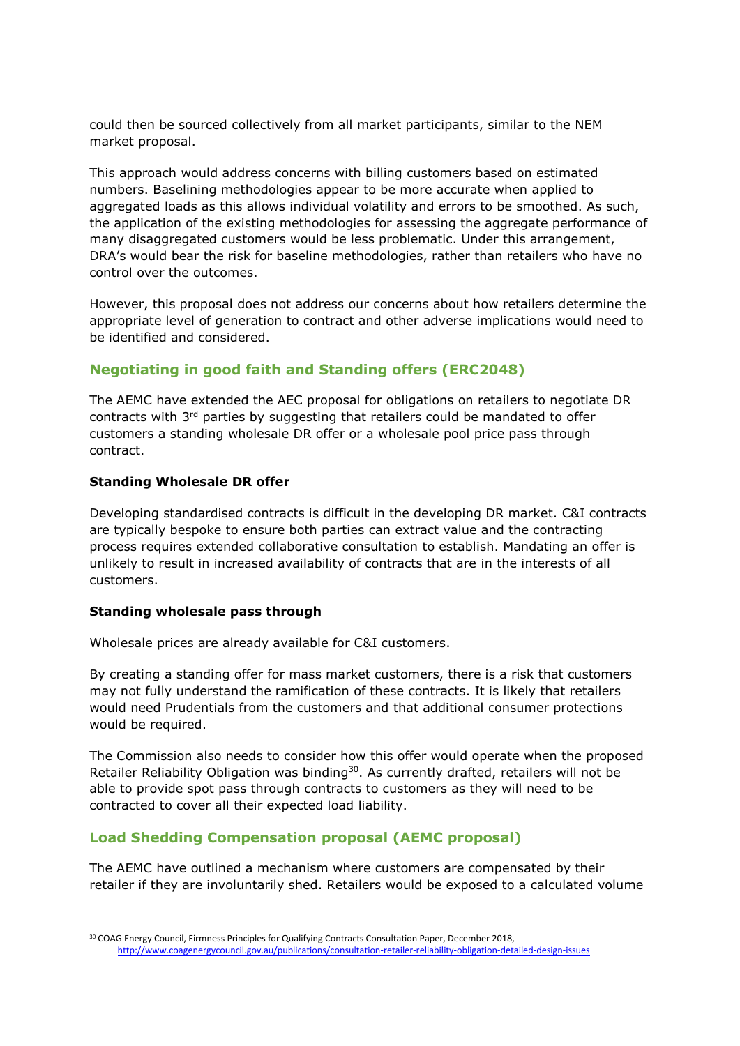could then be sourced collectively from all market participants, similar to the NEM market proposal.

This approach would address concerns with billing customers based on estimated numbers. Baselining methodologies appear to be more accurate when applied to aggregated loads as this allows individual volatility and errors to be smoothed. As such, the application of the existing methodologies for assessing the aggregate performance of many disaggregated customers would be less problematic. Under this arrangement, DRA's would bear the risk for baseline methodologies, rather than retailers who have no control over the outcomes.

However, this proposal does not address our concerns about how retailers determine the appropriate level of generation to contract and other adverse implications would need to be identified and considered.

## Negotiating in good faith and Standing offers (ERC2048)

The AEMC have extended the AEC proposal for obligations on retailers to negotiate DR contracts with 3rd parties by suggesting that retailers could be mandated to offer customers a standing wholesale DR offer or a wholesale pool price pass through contract.

**Standing Wholesale DR offer**

Developing standardised contracts is difficult in the developing DR market. C&I contracts are typically bespoke to ensure both parties can extract value and the contracting process requires extended collaborative consultation to establish. Mandating an offer is unlikely to result in increased availability of contracts that are in the interests of all customers.

**Standing wholesale pass through**

Wholesale prices are already available for C&I customers.

By creating a standing offer for mass market customers, there is a risk that customers may not fully understand the ramification of these contracts. It is likely that retailers would need Prudentials from the customers and that additional consumer protections would be required.

The Commission also needs to consider how this offer would operate when the proposed Retailer Reliability Obligation was binding[30]. As currently drafted, retailers will not be able to provide spot pass through contracts to customers as they will need to be contracted to cover all their expected load liability.

## Load Shedding Compensation proposal (AEMC proposal)

The AEMC have outlined a mechanism where customers are compensated by their retailer if they are involuntarily shed. Retailers would be exposed to a calculated volume

[30] COAG Energy Council, Firmness Principles for Qualifying Contracts Consultation Paper, December 2018, http://www.coagenergycouncil.gov.au/publications/consultation-retailer-reliability-obligation-detailed-design-issues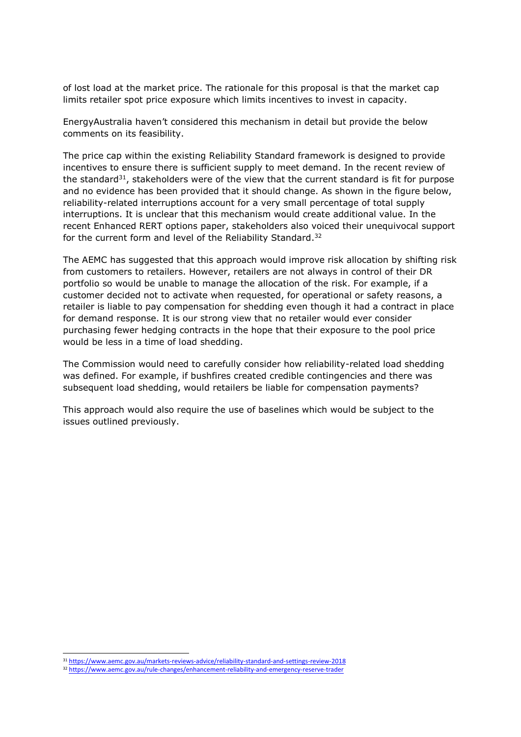of lost load at the market price. The rationale for this proposal is that the market cap limits retailer spot price exposure which limits incentives to invest in capacity.

EnergyAustralia haven't considered this mechanism in detail but provide the below comments on its feasibility.

The price cap within the existing Reliability Standard framework is designed to provide incentives to ensure there is sufficient supply to meet demand. In the recent review of the standard[31], stakeholders were of the view that the current standard is fit for purpose and no evidence has been provided that it should change. As shown in the figure below, reliability-related interruptions account for a very small percentage of total supply interruptions. It is unclear that this mechanism would create additional value. In the recent Enhanced RERT options paper, stakeholders also voiced their unequivocal support for the current form and level of the Reliability Standard.[32]

The AEMC has suggested that this approach would improve risk allocation by shifting risk from customers to retailers. However, retailers are not always in control of their DR portfolio so would be unable to manage the allocation of the risk. For example, if a customer decided not to activate when requested, for operational or safety reasons, a retailer is liable to pay compensation for shedding even though it had a contract in place for demand response. It is our strong view that no retailer would ever consider purchasing fewer hedging contracts in the hope that their exposure to the pool price would be less in a time of load shedding.

The Commission would need to carefully consider how reliability-related load shedding was defined. For example, if bushfires created credible contingencies and there was subsequent load shedding, would retailers be liable for compensation payments?

This approach would also require the use of baselines which would be subject to the issues outlined previously.

[31] https://www.aemc.gov.au/markets-reviews-advice/reliability-standard-and-settings-review-2018

[32] https://www.aemc.gov.au/rule-changes/enhancement-reliability-and-emergency-reserve-trader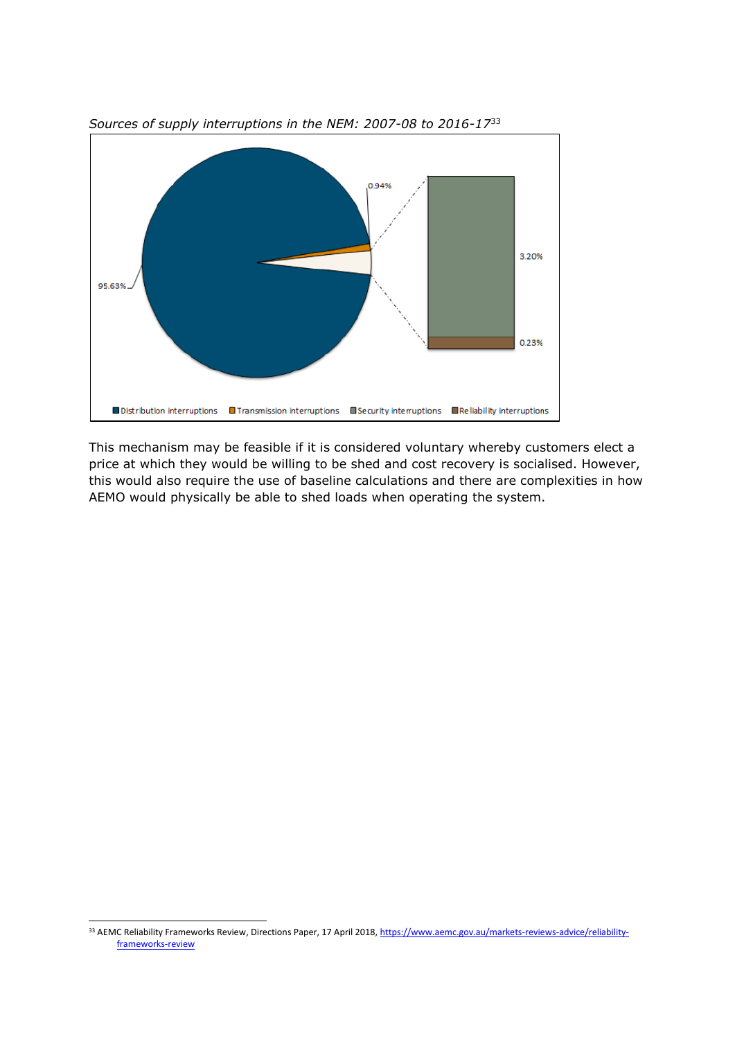*Sources of supply interruptions in the NEM: 2007-08 to 2016-17*[33]

This mechanism may be feasible if it is considered voluntary whereby customers elect a price at which they would be willing to be shed and cost recovery is socialised. However, this would also require the use of baseline calculations and there are complexities in how AEMO would physically be able to shed loads when operating the system.

[33] AEMC Reliability Frameworks Review, Directions Paper, 17 April 2018, https://www.aemc.gov.au/markets-reviews-advice/reliability-frameworks-review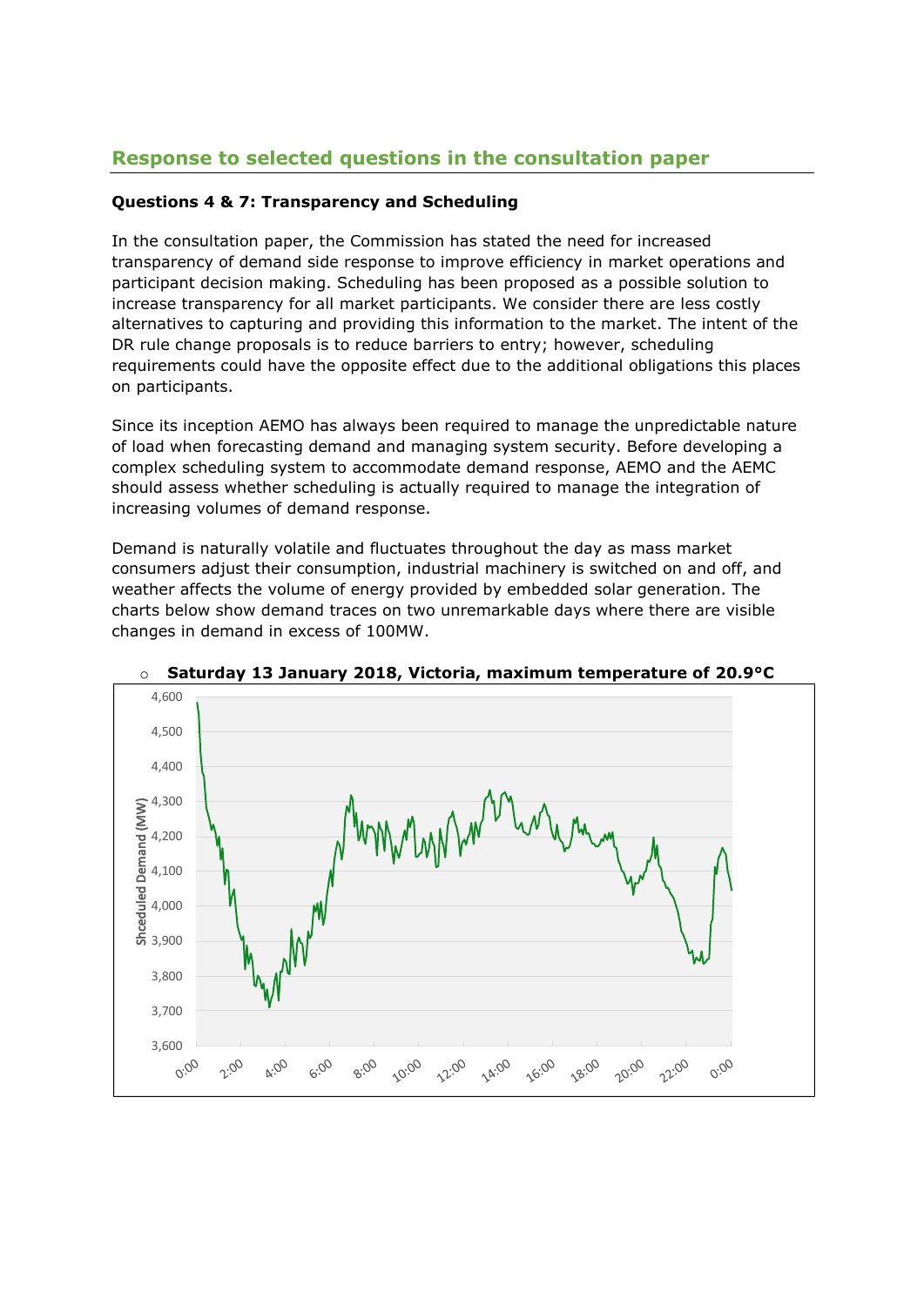## Response to selected questions in the consultation paper

**Questions 4 & 7: Transparency and Scheduling**

In the consultation paper, the Commission has stated the need for increased transparency of demand side response to improve efficiency in market operations and participant decision making. Scheduling has been proposed as a possible solution to increase transparency for all market participants. We consider there are less costly alternatives to capturing and providing this information to the market. The intent of the DR rule change proposals is to reduce barriers to entry; however, scheduling requirements could have the opposite effect due to the additional obligations this places on participants.

Since its inception AEMO has always been required to manage the unpredictable nature of load when forecasting demand and managing system security. Before developing a complex scheduling system to accommodate demand response, AEMO and the AEMC should assess whether scheduling is actually required to manage the integration of increasing volumes of demand response.

Demand is naturally volatile and fluctuates throughout the day as mass market consumers adjust their consumption, industrial machinery is switched on and off, and weather affects the volume of energy provided by embedded solar generation. The charts below show demand traces on two unremarkable days where there are visible changes in demand in excess of 100MW.

- **Saturday 13 January 2018, Victoria, maximum temperature of 20.9°C**

Shceduled Demand (MW)

4,600
4,500
4,400
4,300
4,200
4,100
4,000
3,900
3,800
3,700
3,600

0:00 2:00 4:00 6:00 8:00 10:00 12:00 14:00 16:00 18:00 20:00 22:00 0:00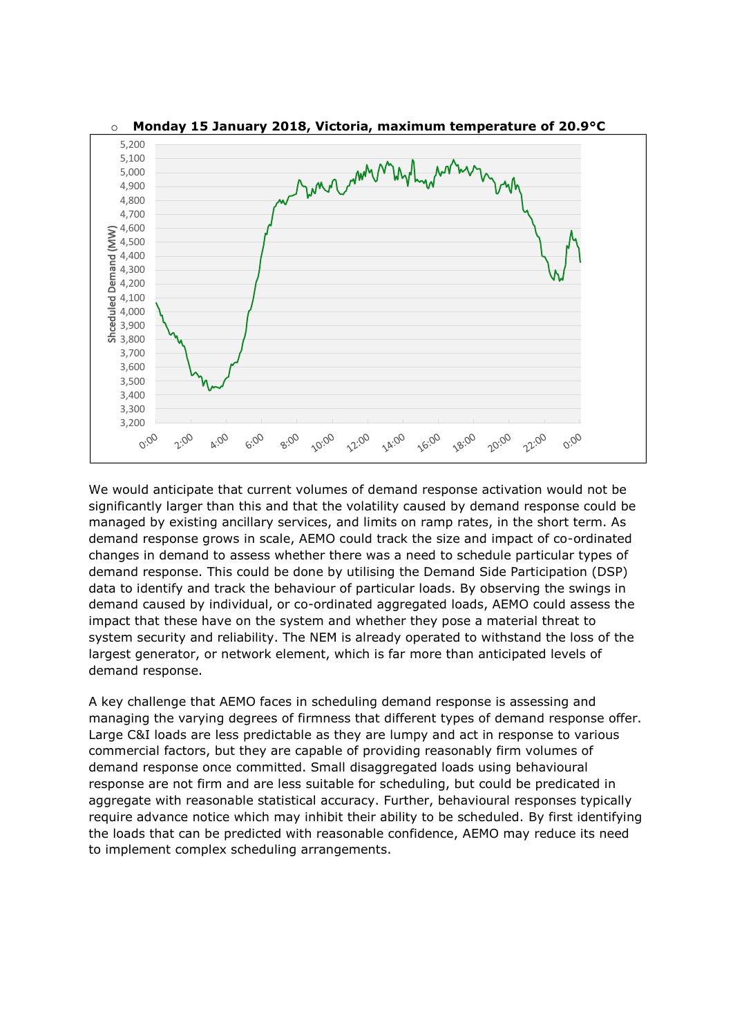- **Monday 15 January 2018, Victoria, maximum temperature of 20.9°C**

We would anticipate that current volumes of demand response activation would not be significantly larger than this and that the volatility caused by demand response could be managed by existing ancillary services, and limits on ramp rates, in the short term. As demand response grows in scale, AEMO could track the size and impact of co-ordinated changes in demand to assess whether there was a need to schedule particular types of demand response. This could be done by utilising the Demand Side Participation (DSP) data to identify and track the behaviour of particular loads. By observing the swings in demand caused by individual, or co-ordinated aggregated loads, AEMO could assess the impact that these have on the system and whether they pose a material threat to system security and reliability. The NEM is already operated to withstand the loss of the largest generator, or network element, which is far more than anticipated levels of demand response.

A key challenge that AEMO faces in scheduling demand response is assessing and managing the varying degrees of firmness that different types of demand response offer. Large C&I loads are less predictable as they are lumpy and act in response to various commercial factors, but they are capable of providing reasonably firm volumes of demand response once committed. Small disaggregated loads using behavioural response are not firm and are less suitable for scheduling, but could be predicated in aggregate with reasonable statistical accuracy. Further, behavioural responses typically require advance notice which may inhibit their ability to be scheduled. By first identifying the loads that can be predicted with reasonable confidence, AEMO may reduce its need to implement complex scheduling arrangements.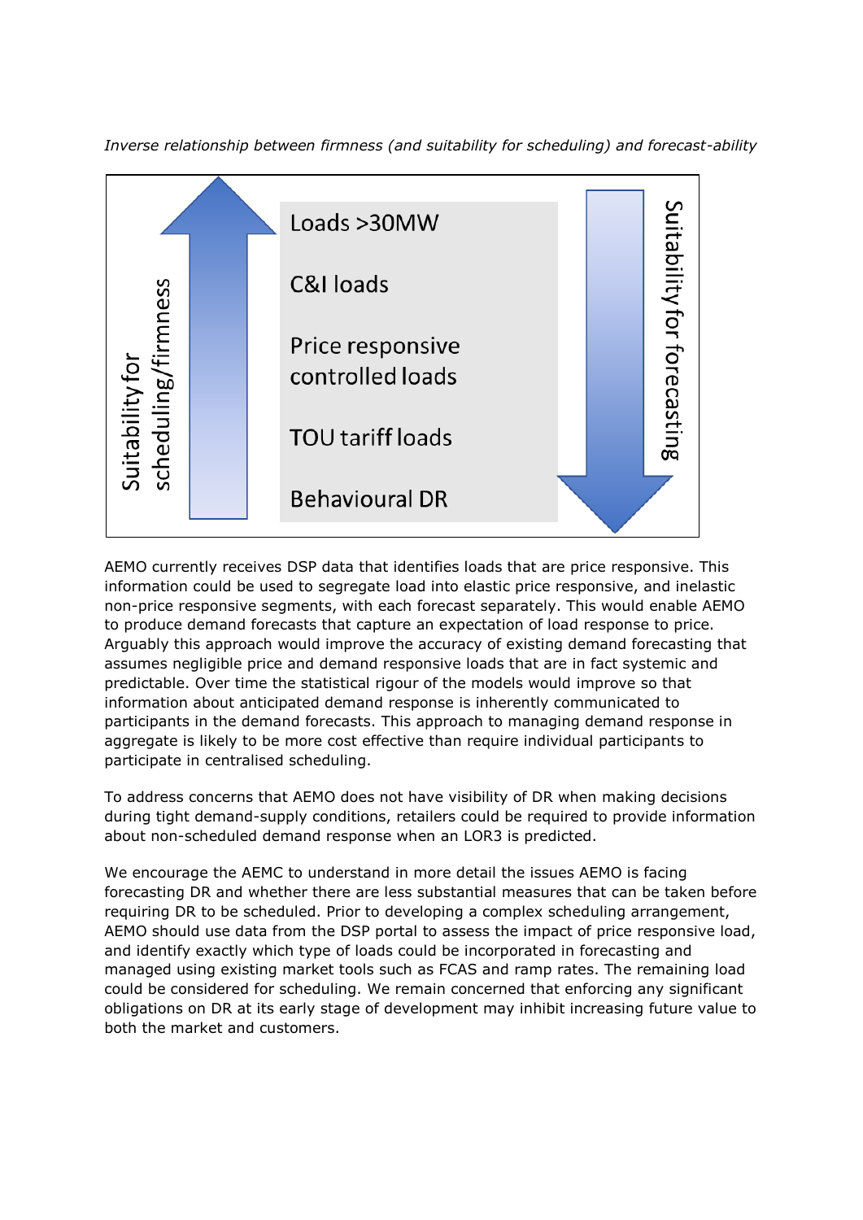*Inverse relationship between firmness (and suitability for scheduling) and forecast-ability*

Suitability for scheduling/firmness ↑

- Loads >30MW
- C&I loads
- Price responsive controlled loads
- TOU tariff loads
- Behavioural DR

Suitability for forecasting ↓

AEMO currently receives DSP data that identifies loads that are price responsive. This information could be used to segregate load into elastic price responsive, and inelastic non-price responsive segments, with each forecast separately. This would enable AEMO to produce demand forecasts that capture an expectation of load response to price. Arguably this approach would improve the accuracy of existing demand forecasting that assumes negligible price and demand responsive loads that are in fact systemic and predictable. Over time the statistical rigour of the models would improve so that information about anticipated demand response is inherently communicated to participants in the demand forecasts. This approach to managing demand response in aggregate is likely to be more cost effective than require individual participants to participate in centralised scheduling.

To address concerns that AEMO does not have visibility of DR when making decisions during tight demand-supply conditions, retailers could be required to provide information about non-scheduled demand response when an LOR3 is predicted.

We encourage the AEMC to understand in more detail the issues AEMO is facing forecasting DR and whether there are less substantial measures that can be taken before requiring DR to be scheduled. Prior to developing a complex scheduling arrangement, AEMO should use data from the DSP portal to assess the impact of price responsive load, and identify exactly which type of loads could be incorporated in forecasting and managed using existing market tools such as FCAS and ramp rates. The remaining load could be considered for scheduling. We remain concerned that enforcing any significant obligations on DR at its early stage of development may inhibit increasing future value to both the market and customers.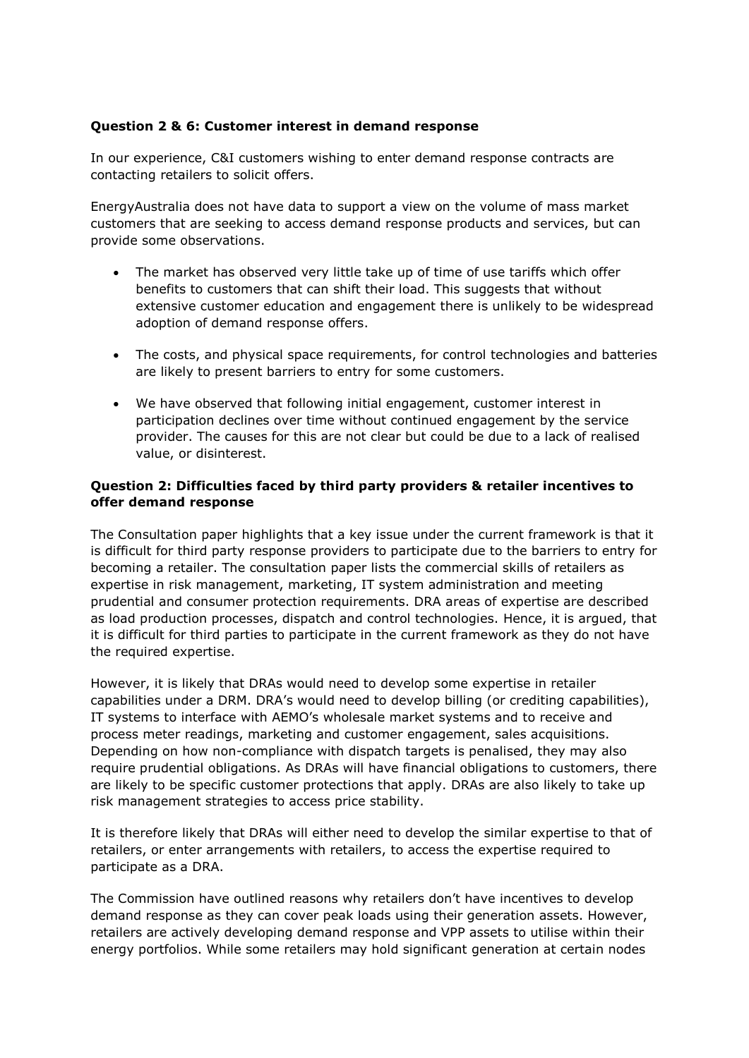**Question 2 & 6: Customer interest in demand response**

In our experience, C&I customers wishing to enter demand response contracts are contacting retailers to solicit offers.

EnergyAustralia does not have data to support a view on the volume of mass market customers that are seeking to access demand response products and services, but can provide some observations.

- The market has observed very little take up of time of use tariffs which offer benefits to customers that can shift their load. This suggests that without extensive customer education and engagement there is unlikely to be widespread adoption of demand response offers.
- The costs, and physical space requirements, for control technologies and batteries are likely to present barriers to entry for some customers.
- We have observed that following initial engagement, customer interest in participation declines over time without continued engagement by the service provider. The causes for this are not clear but could be due to a lack of realised value, or disinterest.

**Question 2: Difficulties faced by third party providers & retailer incentives to offer demand response**

The Consultation paper highlights that a key issue under the current framework is that it is difficult for third party response providers to participate due to the barriers to entry for becoming a retailer. The consultation paper lists the commercial skills of retailers as expertise in risk management, marketing, IT system administration and meeting prudential and consumer protection requirements. DRA areas of expertise are described as load production processes, dispatch and control technologies. Hence, it is argued, that it is difficult for third parties to participate in the current framework as they do not have the required expertise.

However, it is likely that DRAs would need to develop some expertise in retailer capabilities under a DRM. DRA's would need to develop billing (or crediting capabilities), IT systems to interface with AEMO's wholesale market systems and to receive and process meter readings, marketing and customer engagement, sales acquisitions. Depending on how non-compliance with dispatch targets is penalised, they may also require prudential obligations. As DRAs will have financial obligations to customers, there are likely to be specific customer protections that apply. DRAs are also likely to take up risk management strategies to access price stability.

It is therefore likely that DRAs will either need to develop the similar expertise to that of retailers, or enter arrangements with retailers, to access the expertise required to participate as a DRA.

The Commission have outlined reasons why retailers don't have incentives to develop demand response as they can cover peak loads using their generation assets. However, retailers are actively developing demand response and VPP assets to utilise within their energy portfolios. While some retailers may hold significant generation at certain nodes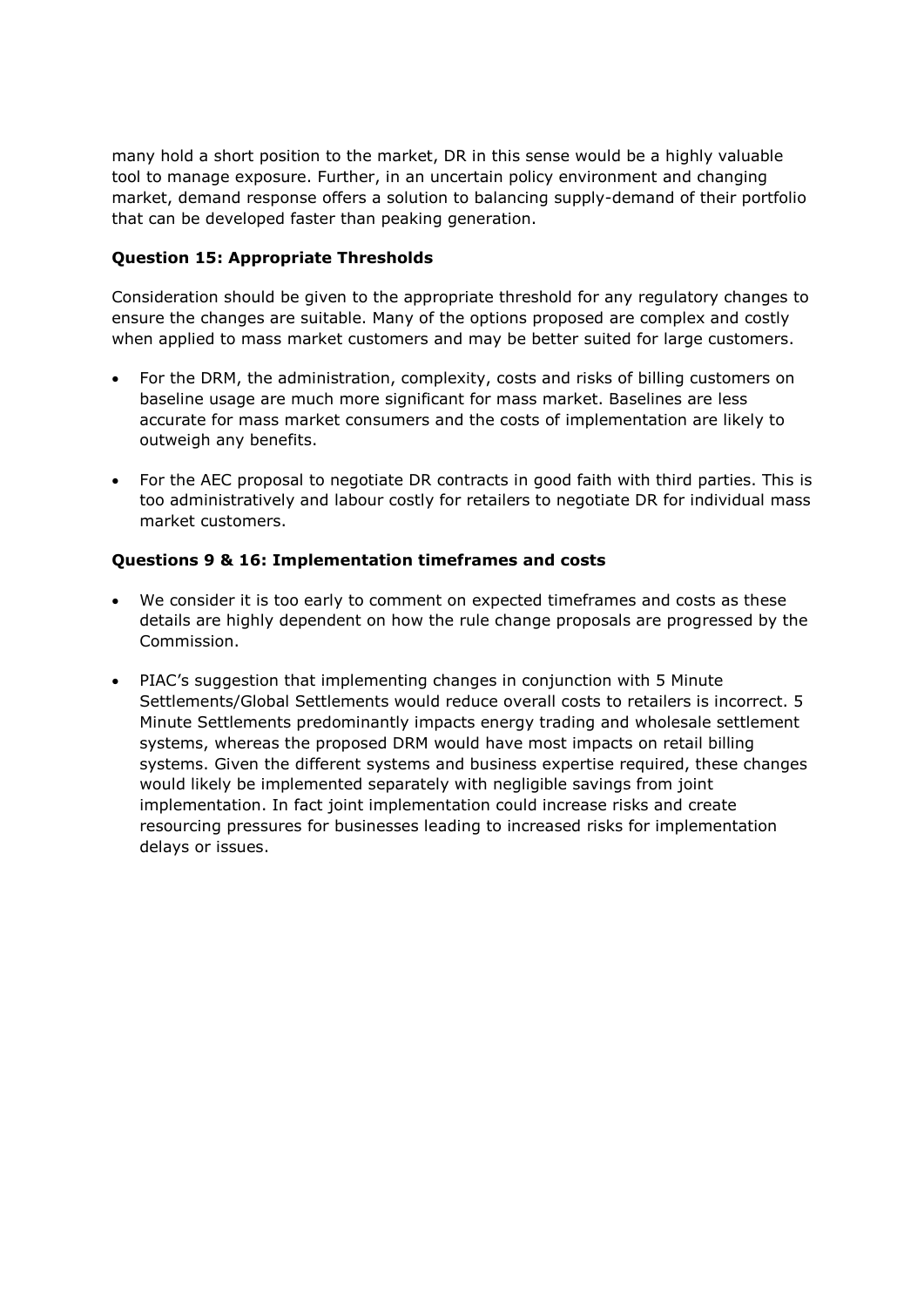many hold a short position to the market, DR in this sense would be a highly valuable tool to manage exposure. Further, in an uncertain policy environment and changing market, demand response offers a solution to balancing supply-demand of their portfolio that can be developed faster than peaking generation.

**Question 15: Appropriate Thresholds**

Consideration should be given to the appropriate threshold for any regulatory changes to ensure the changes are suitable. Many of the options proposed are complex and costly when applied to mass market customers and may be better suited for large customers.

- For the DRM, the administration, complexity, costs and risks of billing customers on baseline usage are much more significant for mass market. Baselines are less accurate for mass market consumers and the costs of implementation are likely to outweigh any benefits.
- For the AEC proposal to negotiate DR contracts in good faith with third parties. This is too administratively and labour costly for retailers to negotiate DR for individual mass market customers.

**Questions 9 & 16: Implementation timeframes and costs**

- We consider it is too early to comment on expected timeframes and costs as these details are highly dependent on how the rule change proposals are progressed by the Commission.
- PIAC's suggestion that implementing changes in conjunction with 5 Minute Settlements/Global Settlements would reduce overall costs to retailers is incorrect. 5 Minute Settlements predominantly impacts energy trading and wholesale settlement systems, whereas the proposed DRM would have most impacts on retail billing systems. Given the different systems and business expertise required, these changes would likely be implemented separately with negligible savings from joint implementation. In fact joint implementation could increase risks and create resourcing pressures for businesses leading to increased risks for implementation delays or issues.